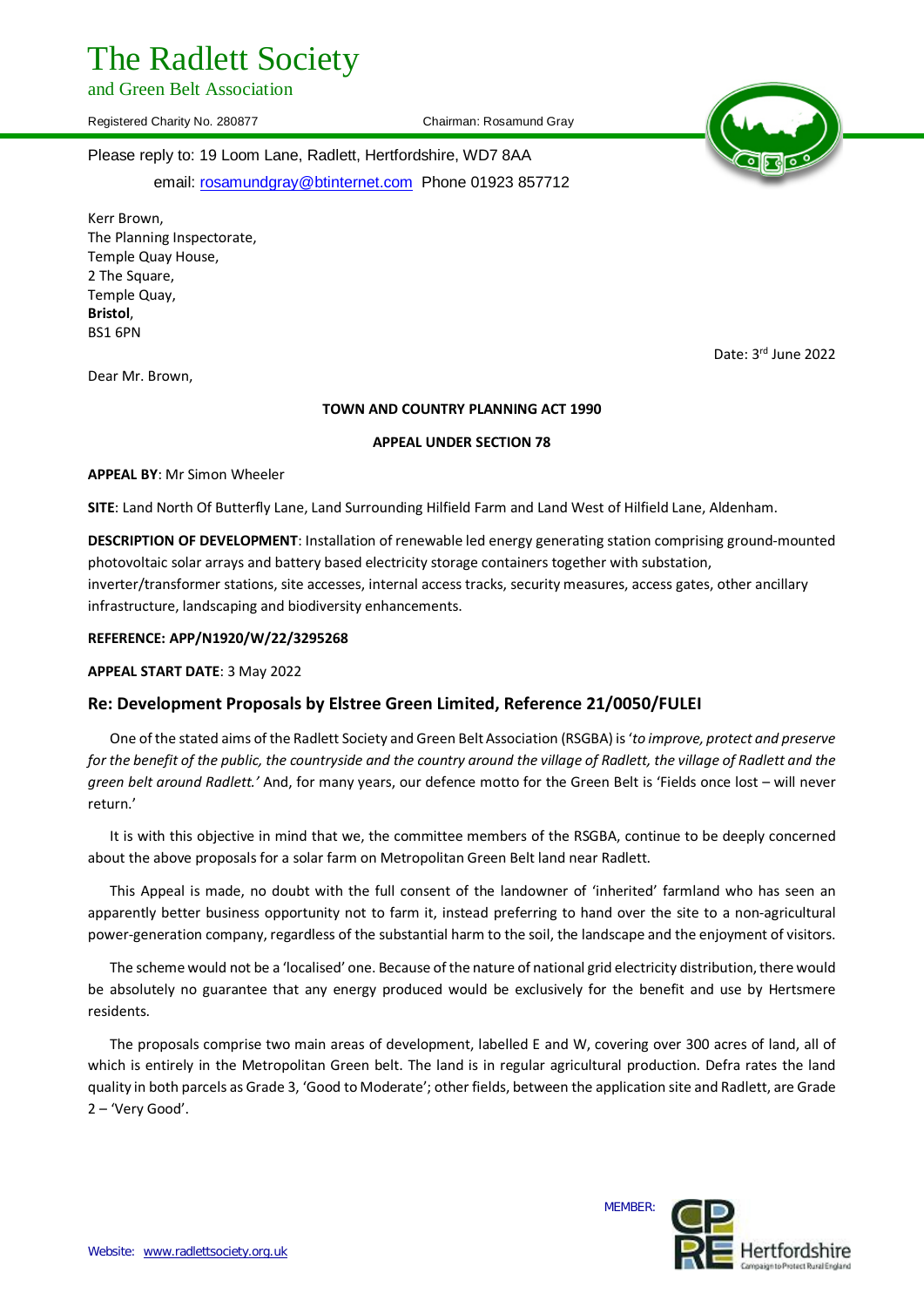# The Radlett Society

and Green Belt Association

Registered Charity No. 280877 Chairman: Rosamund Gray

Please reply to: 19 Loom Lane, Radlett, Hertfordshire, WD7 8AA

email: rosamundgray@btinternet.com Phone 01923 857712

Kerr Brown,
The Planning Inspectorate,
Temple Quay House,
2 The Square,
Temple Quay,
**Bristol**,
BS1 6PN

Date: 3rd June 2022

Dear Mr. Brown,

**TOWN AND COUNTRY PLANNING ACT 1990**

**APPEAL UNDER SECTION 78**

**APPEAL BY**: Mr Simon Wheeler

**SITE**: Land North Of Butterfly Lane, Land Surrounding Hilfield Farm and Land West of Hilfield Lane, Aldenham.

**DESCRIPTION OF DEVELOPMENT**: Installation of renewable led energy generating station comprising ground-mounted photovoltaic solar arrays and battery based electricity storage containers together with substation, inverter/transformer stations, site accesses, internal access tracks, security measures, access gates, other ancillary infrastructure, landscaping and biodiversity enhancements.

**REFERENCE: APP/N1920/W/22/3295268**

**APPEAL START DATE**: 3 May 2022

## Re: Development Proposals by Elstree Green Limited, Reference 21/0050/FULEI

One of the stated aims of the Radlett Society and Green Belt Association (RSGBA) is '*to improve, protect and preserve for the benefit of the public, the countryside and the country around the village of Radlett, the village of Radlett and the green belt around Radlett.'* And, for many years, our defence motto for the Green Belt is 'Fields once lost – will never return.'

It is with this objective in mind that we, the committee members of the RSGBA, continue to be deeply concerned about the above proposals for a solar farm on Metropolitan Green Belt land near Radlett.

This Appeal is made, no doubt with the full consent of the landowner of 'inherited' farmland who has seen an apparently better business opportunity not to farm it, instead preferring to hand over the site to a non-agricultural power-generation company, regardless of the substantial harm to the soil, the landscape and the enjoyment of visitors.

The scheme would not be a 'localised' one. Because of the nature of national grid electricity distribution, there would be absolutely no guarantee that any energy produced would be exclusively for the benefit and use by Hertsmere residents.

The proposals comprise two main areas of development, labelled E and W, covering over 300 acres of land, all of which is entirely in the Metropolitan Green belt. The land is in regular agricultural production. Defra rates the land quality in both parcels as Grade 3, 'Good to Moderate'; other fields, between the application site and Radlett, are Grade 2 – 'Very Good'.

MEMBER: CPRE Hertfordshire Campaign to Protect Rural England

Website: www.radlettsociety.org.uk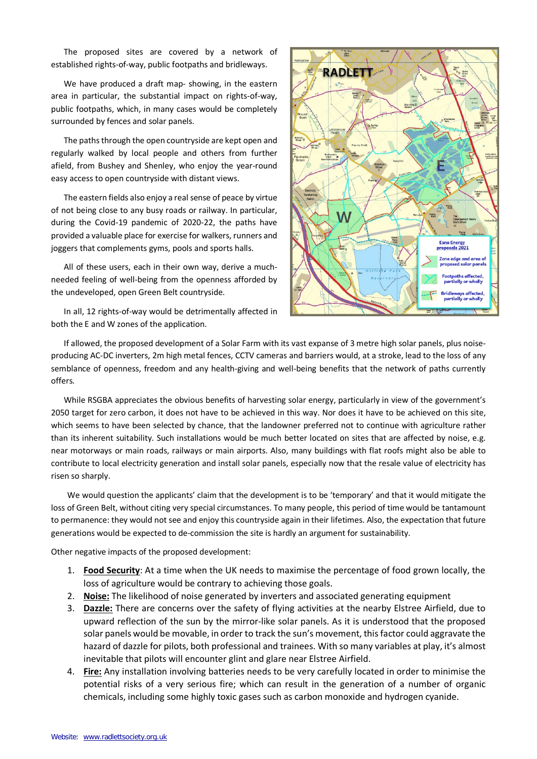The proposed sites are covered by a network of established rights-of-way, public footpaths and bridleways.

We have produced a draft map- showing, in the eastern area in particular, the substantial impact on rights-of-way, public footpaths, which, in many cases would be completely surrounded by fences and solar panels.

The paths through the open countryside are kept open and regularly walked by local people and others from further afield, from Bushey and Shenley, who enjoy the year-round easy access to open countryside with distant views.

The eastern fields also enjoy a real sense of peace by virtue of not being close to any busy roads or railway. In particular, during the Covid-19 pandemic of 2020-22, the paths have provided a valuable place for exercise for walkers, runners and joggers that complements gyms, pools and sports halls.

All of these users, each in their own way, derive a much-needed feeling of well-being from the openness afforded by the undeveloped, open Green Belt countryside.

In all, 12 rights-of-way would be detrimentally affected in both the E and W zones of the application.

If allowed, the proposed development of a Solar Farm with its vast expanse of 3 metre high solar panels, plus noise-producing AC-DC inverters, 2m high metal fences, CCTV cameras and barriers would, at a stroke, lead to the loss of any semblance of openness, freedom and any health-giving and well-being benefits that the network of paths currently offers.

While RSGBA appreciates the obvious benefits of harvesting solar energy, particularly in view of the government's 2050 target for zero carbon, it does not have to be achieved in this way. Nor does it have to be achieved on this site, which seems to have been selected by chance, that the landowner preferred not to continue with agriculture rather than its inherent suitability. Such installations would be much better located on sites that are affected by noise, e.g. near motorways or main roads, railways or main airports. Also, many buildings with flat roofs might also be able to contribute to local electricity generation and install solar panels, especially now that the resale value of electricity has risen so sharply.

We would question the applicants' claim that the development is to be 'temporary' and that it would mitigate the loss of Green Belt, without citing very special circumstances. To many people, this period of time would be tantamount to permanence: they would not see and enjoy this countryside again in their lifetimes. Also, the expectation that future generations would be expected to de-commission the site is hardly an argument for sustainability.

Other negative impacts of the proposed development:

1. **Food Security**: At a time when the UK needs to maximise the percentage of food grown locally, the loss of agriculture would be contrary to achieving those goals.
2. **Noise:** The likelihood of noise generated by inverters and associated generating equipment
3. **Dazzle:** There are concerns over the safety of flying activities at the nearby Elstree Airfield, due to upward reflection of the sun by the mirror-like solar panels. As it is understood that the proposed solar panels would be movable, in order to track the sun's movement, this factor could aggravate the hazard of dazzle for pilots, both professional and trainees. With so many variables at play, it's almost inevitable that pilots will encounter glint and glare near Elstree Airfield.
4. **Fire:** Any installation involving batteries needs to be very carefully located in order to minimise the potential risks of a very serious fire; which can result in the generation of a number of organic chemicals, including some highly toxic gases such as carbon monoxide and hydrogen cyanide.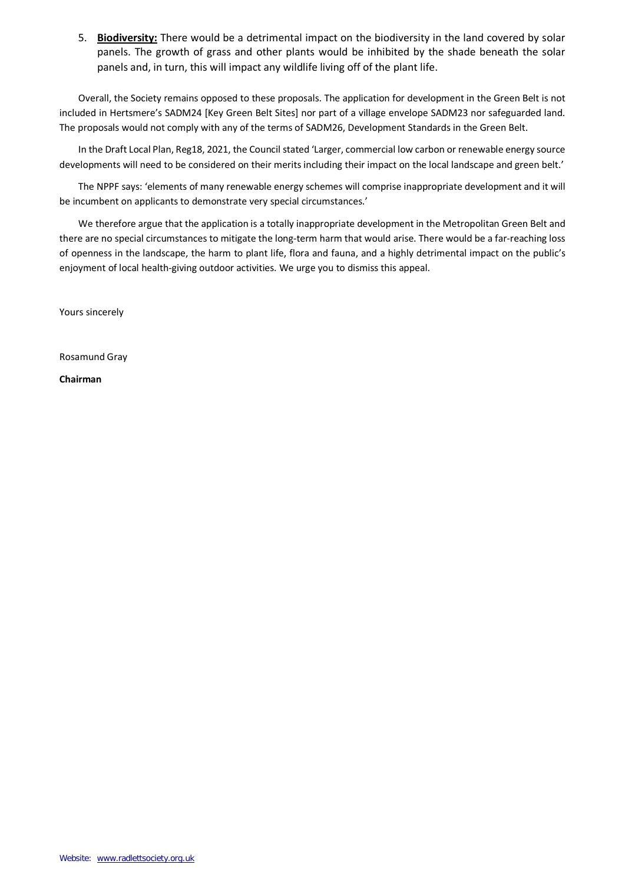5. **Biodiversity:** There would be a detrimental impact on the biodiversity in the land covered by solar panels. The growth of grass and other plants would be inhibited by the shade beneath the solar panels and, in turn, this will impact any wildlife living off of the plant life.

Overall, the Society remains opposed to these proposals. The application for development in the Green Belt is not included in Hertsmere's SADM24 [Key Green Belt Sites] nor part of a village envelope SADM23 nor safeguarded land. The proposals would not comply with any of the terms of SADM26, Development Standards in the Green Belt.

In the Draft Local Plan, Reg18, 2021, the Council stated 'Larger, commercial low carbon or renewable energy source developments will need to be considered on their merits including their impact on the local landscape and green belt.'

The NPPF says: 'elements of many renewable energy schemes will comprise inappropriate development and it will be incumbent on applicants to demonstrate very special circumstances.'

We therefore argue that the application is a totally inappropriate development in the Metropolitan Green Belt and there are no special circumstances to mitigate the long-term harm that would arise. There would be a far-reaching loss of openness in the landscape, the harm to plant life, flora and fauna, and a highly detrimental impact on the public's enjoyment of local health-giving outdoor activities. We urge you to dismiss this appeal.

Yours sincerely

Rosamund Gray

**Chairman**

Website: www.radlettsociety.org.uk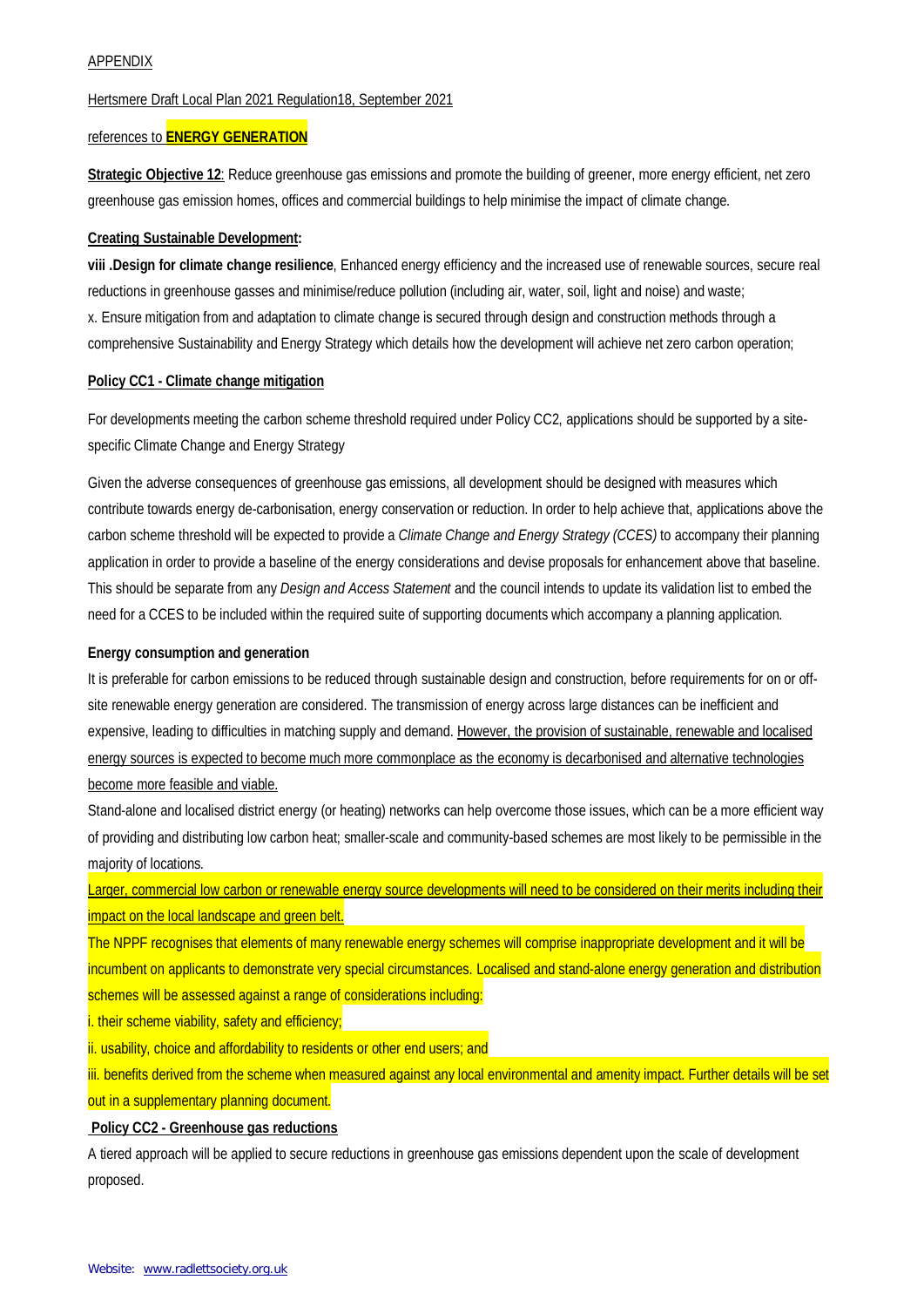APPENDIX

Hertsmere Draft Local Plan 2021 Regulation18, September 2021

references to **ENERGY GENERATION**

**Strategic Objective 12**: Reduce greenhouse gas emissions and promote the building of greener, more energy efficient, net zero greenhouse gas emission homes, offices and commercial buildings to help minimise the impact of climate change.

**Creating Sustainable Development:**

**viii .Design for climate change resilience**, Enhanced energy efficiency and the increased use of renewable sources, secure real reductions in greenhouse gasses and minimise/reduce pollution (including air, water, soil, light and noise) and waste;

x. Ensure mitigation from and adaptation to climate change is secured through design and construction methods through a comprehensive Sustainability and Energy Strategy which details how the development will achieve net zero carbon operation;

**Policy CC1 - Climate change mitigation**

For developments meeting the carbon scheme threshold required under Policy CC2, applications should be supported by a site-specific Climate Change and Energy Strategy

Given the adverse consequences of greenhouse gas emissions, all development should be designed with measures which contribute towards energy de-carbonisation, energy conservation or reduction. In order to help achieve that, applications above the carbon scheme threshold will be expected to provide a *Climate Change and Energy Strategy (CCES)* to accompany their planning application in order to provide a baseline of the energy considerations and devise proposals for enhancement above that baseline. This should be separate from any *Design and Access Statement* and the council intends to update its validation list to embed the need for a CCES to be included within the required suite of supporting documents which accompany a planning application.

**Energy consumption and generation**

It is preferable for carbon emissions to be reduced through sustainable design and construction, before requirements for on or off-site renewable energy generation are considered. The transmission of energy across large distances can be inefficient and expensive, leading to difficulties in matching supply and demand. However, the provision of sustainable, renewable and localised energy sources is expected to become much more commonplace as the economy is decarbonised and alternative technologies become more feasible and viable.

Stand-alone and localised district energy (or heating) networks can help overcome those issues, which can be a more efficient way of providing and distributing low carbon heat; smaller-scale and community-based schemes are most likely to be permissible in the majority of locations.

Larger, commercial low carbon or renewable energy source developments will need to be considered on their merits including their impact on the local landscape and green belt.

The NPPF recognises that elements of many renewable energy schemes will comprise inappropriate development and it will be incumbent on applicants to demonstrate very special circumstances. Localised and stand-alone energy generation and distribution schemes will be assessed against a range of considerations including:

i. their scheme viability, safety and efficiency;

ii. usability, choice and affordability to residents or other end users; and

iii. benefits derived from the scheme when measured against any local environmental and amenity impact. Further details will be set out in a supplementary planning document.

**Policy CC2 - Greenhouse gas reductions**

A tiered approach will be applied to secure reductions in greenhouse gas emissions dependent upon the scale of development proposed.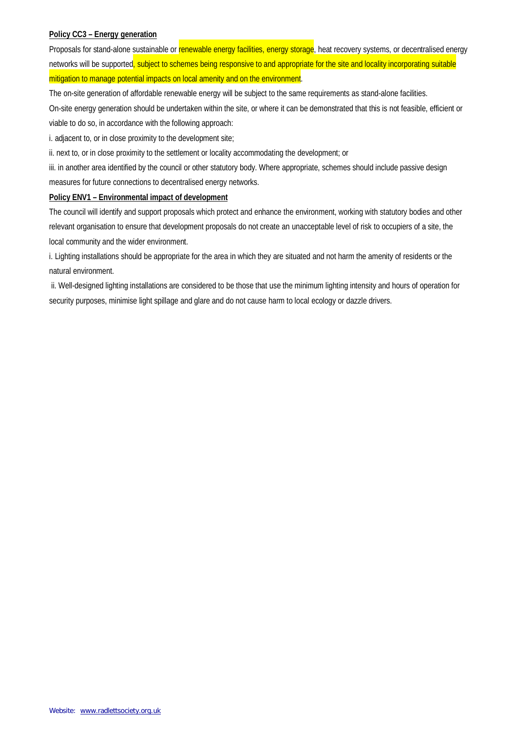**Policy CC3 – Energy generation**

Proposals for stand-alone sustainable or renewable energy facilities, energy storage, heat recovery systems, or decentralised energy networks will be supported, subject to schemes being responsive to and appropriate for the site and locality incorporating suitable mitigation to manage potential impacts on local amenity and on the environment.

The on-site generation of affordable renewable energy will be subject to the same requirements as stand-alone facilities.

On-site energy generation should be undertaken within the site, or where it can be demonstrated that this is not feasible, efficient or viable to do so, in accordance with the following approach:

i. adjacent to, or in close proximity to the development site;

ii. next to, or in close proximity to the settlement or locality accommodating the development; or

iii. in another area identified by the council or other statutory body. Where appropriate, schemes should include passive design measures for future connections to decentralised energy networks.

**Policy ENV1 – Environmental impact of development**

The council will identify and support proposals which protect and enhance the environment, working with statutory bodies and other relevant organisation to ensure that development proposals do not create an unacceptable level of risk to occupiers of a site, the local community and the wider environment.

i. Lighting installations should be appropriate for the area in which they are situated and not harm the amenity of residents or the natural environment.

ii. Well-designed lighting installations are considered to be those that use the minimum lighting intensity and hours of operation for security purposes, minimise light spillage and glare and do not cause harm to local ecology or dazzle drivers.